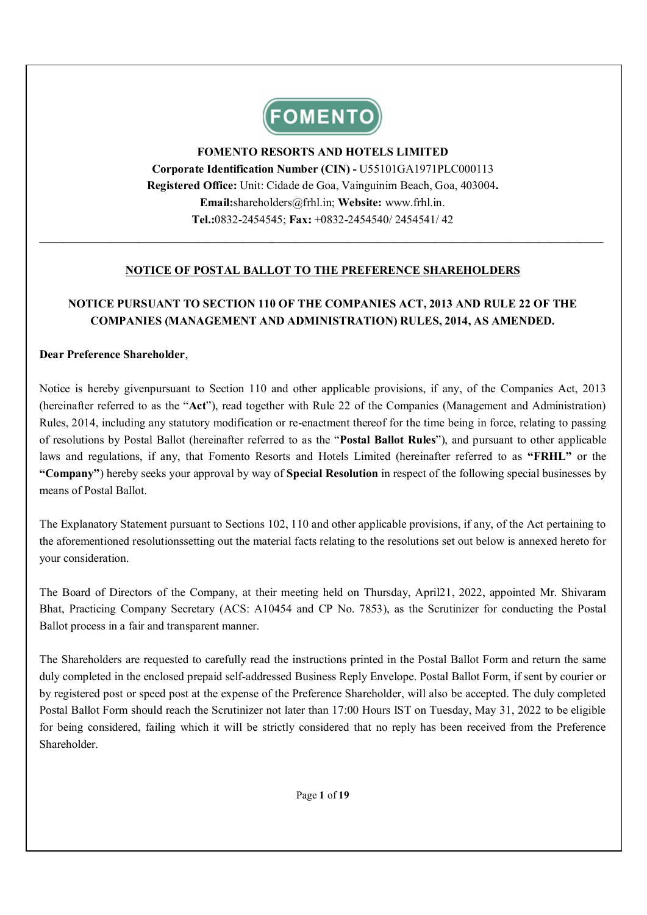# FOMENTO RESORTS AND HOTELS LIMITED

**Corporate Identification Number (CIN) -** U55101GA1971PLC000113
**Registered Office:** Unit: Cidade de Goa, Vainguinim Beach, Goa, 403004**.**
**Email:**shareholders@frhl.in; **Website:** www.frhl.in.
**Tel.:**0832-2454545; **Fax:** +0832-2454540/ 2454541/ 42

---

## NOTICE OF POSTAL BALLOT TO THE PREFERENCE SHAREHOLDERS

### NOTICE PURSUANT TO SECTION 110 OF THE COMPANIES ACT, 2013 AND RULE 22 OF THE COMPANIES (MANAGEMENT AND ADMINISTRATION) RULES, 2014, AS AMENDED.

**Dear Preference Shareholder**,

Notice is hereby givenpursuant to Section 110 and other applicable provisions, if any, of the Companies Act, 2013 (hereinafter referred to as the "**Act**"), read together with Rule 22 of the Companies (Management and Administration) Rules, 2014, including any statutory modification or re-enactment thereof for the time being in force, relating to passing of resolutions by Postal Ballot (hereinafter referred to as the "**Postal Ballot Rules**"), and pursuant to other applicable laws and regulations, if any, that Fomento Resorts and Hotels Limited (hereinafter referred to as **"FRHL"** or the **"Company"**) hereby seeks your approval by way of **Special Resolution** in respect of the following special businesses by means of Postal Ballot.

The Explanatory Statement pursuant to Sections 102, 110 and other applicable provisions, if any, of the Act pertaining to the aforementioned resolutionssetting out the material facts relating to the resolutions set out below is annexed hereto for your consideration.

The Board of Directors of the Company, at their meeting held on Thursday, April21, 2022, appointed Mr. Shivaram Bhat, Practicing Company Secretary (ACS: A10454 and CP No. 7853), as the Scrutinizer for conducting the Postal Ballot process in a fair and transparent manner.

The Shareholders are requested to carefully read the instructions printed in the Postal Ballot Form and return the same duly completed in the enclosed prepaid self-addressed Business Reply Envelope. Postal Ballot Form, if sent by courier or by registered post or speed post at the expense of the Preference Shareholder, will also be accepted. The duly completed Postal Ballot Form should reach the Scrutinizer not later than 17:00 Hours IST on Tuesday, May 31, 2022 to be eligible for being considered, failing which it will be strictly considered that no reply has been received from the Preference Shareholder.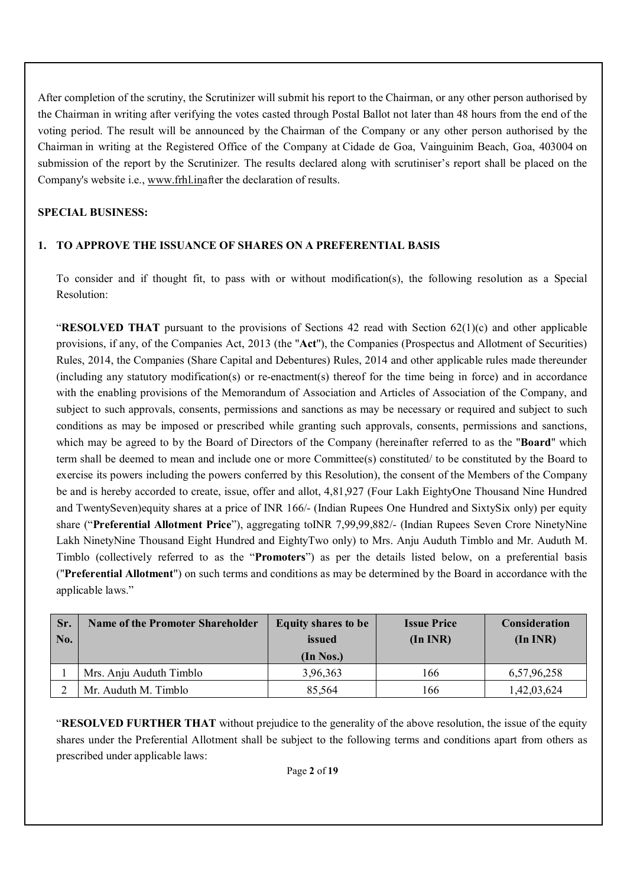After completion of the scrutiny, the Scrutinizer will submit his report to the Chairman, or any other person authorised by the Chairman in writing after verifying the votes casted through Postal Ballot not later than 48 hours from the end of the voting period. The result will be announced by the Chairman of the Company or any other person authorised by the Chairman in writing at the Registered Office of the Company at Cidade de Goa, Vainguinim Beach, Goa, 403004 on submission of the report by the Scrutinizer. The results declared along with scrutiniser's report shall be placed on the Company's website i.e., www.frhl.inafter the declaration of results.

**SPECIAL BUSINESS:**

**1. TO APPROVE THE ISSUANCE OF SHARES ON A PREFERENTIAL BASIS**

To consider and if thought fit, to pass with or without modification(s), the following resolution as a Special Resolution:

"**RESOLVED THAT** pursuant to the provisions of Sections 42 read with Section 62(1)(c) and other applicable provisions, if any, of the Companies Act, 2013 (the "**Act**"), the Companies (Prospectus and Allotment of Securities) Rules, 2014, the Companies (Share Capital and Debentures) Rules, 2014 and other applicable rules made thereunder (including any statutory modification(s) or re-enactment(s) thereof for the time being in force) and in accordance with the enabling provisions of the Memorandum of Association and Articles of Association of the Company, and subject to such approvals, consents, permissions and sanctions as may be necessary or required and subject to such conditions as may be imposed or prescribed while granting such approvals, consents, permissions and sanctions, which may be agreed to by the Board of Directors of the Company (hereinafter referred to as the "**Board**" which term shall be deemed to mean and include one or more Committee(s) constituted/ to be constituted by the Board to exercise its powers including the powers conferred by this Resolution), the consent of the Members of the Company be and is hereby accorded to create, issue, offer and allot, 4,81,927 (Four Lakh EightyOne Thousand Nine Hundred and TwentySeven)equity shares at a price of INR 166/- (Indian Rupees One Hundred and SixtySix only) per equity share ("**Preferential Allotment Price**"), aggregating toINR 7,99,99,882/- (Indian Rupees Seven Crore NinetyNine Lakh NinetyNine Thousand Eight Hundred and EightyTwo only) to Mrs. Anju Auduth Timblo and Mr. Auduth M. Timblo (collectively referred to as the "**Promoters**") as per the details listed below, on a preferential basis ("**Preferential Allotment**") on such terms and conditions as may be determined by the Board in accordance with the applicable laws."

| Sr. No. | Name of the Promoter Shareholder | Equity shares to be issued (In Nos.) | Issue Price (In INR) | Consideration (In INR) |
|---|---|---|---|---|
| 1 | Mrs. Anju Auduth Timblo | 3,96,363 | 166 | 6,57,96,258 |
| 2 | Mr. Auduth M. Timblo | 85,564 | 166 | 1,42,03,624 |

"**RESOLVED FURTHER THAT** without prejudice to the generality of the above resolution, the issue of the equity shares under the Preferential Allotment shall be subject to the following terms and conditions apart from others as prescribed under applicable laws: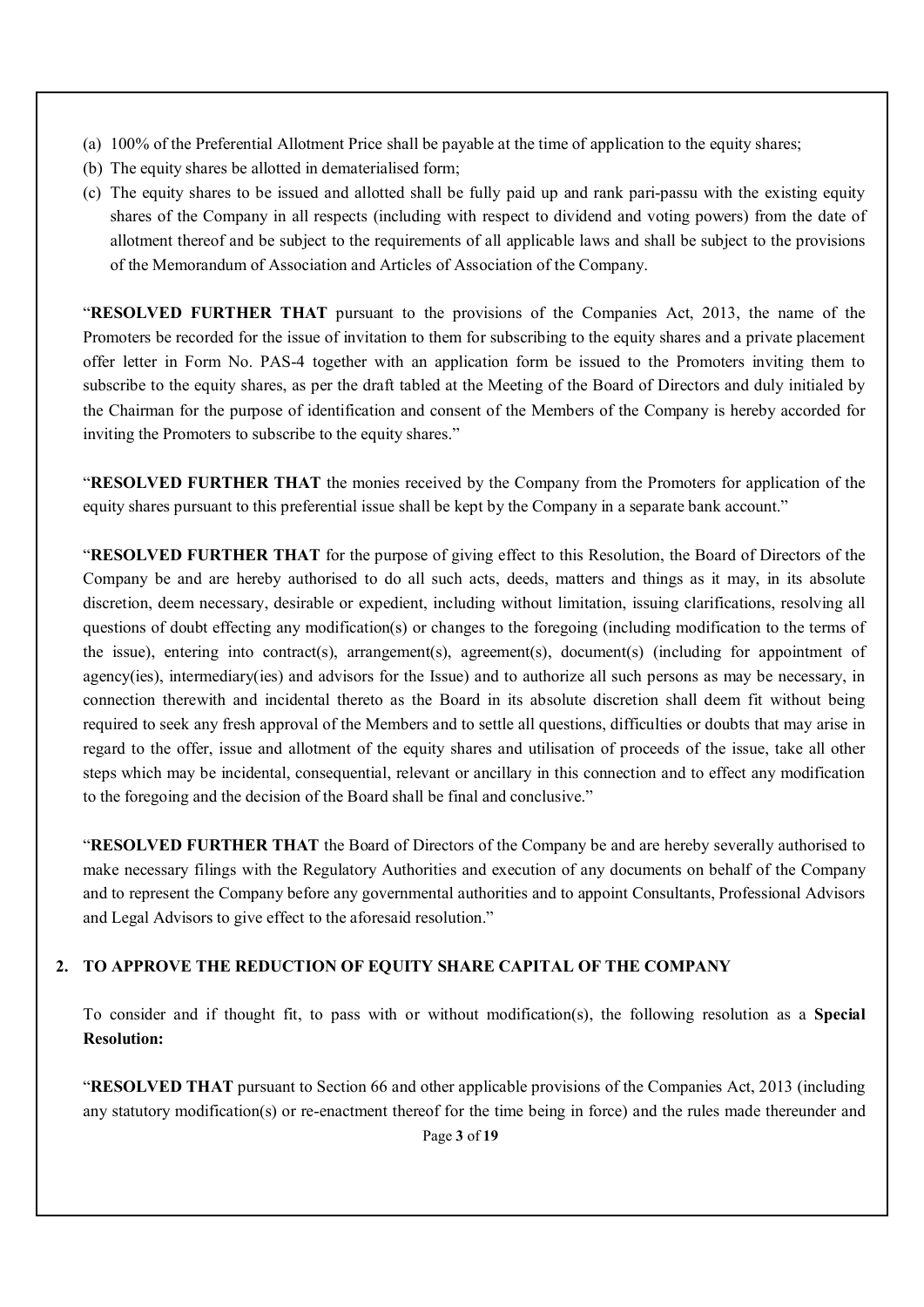(a) 100% of the Preferential Allotment Price shall be payable at the time of application to the equity shares;

(b) The equity shares be allotted in dematerialised form;

(c) The equity shares to be issued and allotted shall be fully paid up and rank pari-passu with the existing equity shares of the Company in all respects (including with respect to dividend and voting powers) from the date of allotment thereof and be subject to the requirements of all applicable laws and shall be subject to the provisions of the Memorandum of Association and Articles of Association of the Company.

"**RESOLVED FURTHER THAT** pursuant to the provisions of the Companies Act, 2013, the name of the Promoters be recorded for the issue of invitation to them for subscribing to the equity shares and a private placement offer letter in Form No. PAS-4 together with an application form be issued to the Promoters inviting them to subscribe to the equity shares, as per the draft tabled at the Meeting of the Board of Directors and duly initialed by the Chairman for the purpose of identification and consent of the Members of the Company is hereby accorded for inviting the Promoters to subscribe to the equity shares."

"**RESOLVED FURTHER THAT** the monies received by the Company from the Promoters for application of the equity shares pursuant to this preferential issue shall be kept by the Company in a separate bank account."

"**RESOLVED FURTHER THAT** for the purpose of giving effect to this Resolution, the Board of Directors of the Company be and are hereby authorised to do all such acts, deeds, matters and things as it may, in its absolute discretion, deem necessary, desirable or expedient, including without limitation, issuing clarifications, resolving all questions of doubt effecting any modification(s) or changes to the foregoing (including modification to the terms of the issue), entering into contract(s), arrangement(s), agreement(s), document(s) (including for appointment of agency(ies), intermediary(ies) and advisors for the Issue) and to authorize all such persons as may be necessary, in connection therewith and incidental thereto as the Board in its absolute discretion shall deem fit without being required to seek any fresh approval of the Members and to settle all questions, difficulties or doubts that may arise in regard to the offer, issue and allotment of the equity shares and utilisation of proceeds of the issue, take all other steps which may be incidental, consequential, relevant or ancillary in this connection and to effect any modification to the foregoing and the decision of the Board shall be final and conclusive."

"**RESOLVED FURTHER THAT** the Board of Directors of the Company be and are hereby severally authorised to make necessary filings with the Regulatory Authorities and execution of any documents on behalf of the Company and to represent the Company before any governmental authorities and to appoint Consultants, Professional Advisors and Legal Advisors to give effect to the aforesaid resolution."

## 2. TO APPROVE THE REDUCTION OF EQUITY SHARE CAPITAL OF THE COMPANY

To consider and if thought fit, to pass with or without modification(s), the following resolution as a **Special Resolution:**

"**RESOLVED THAT** pursuant to Section 66 and other applicable provisions of the Companies Act, 2013 (including any statutory modification(s) or re-enactment thereof for the time being in force) and the rules made thereunder and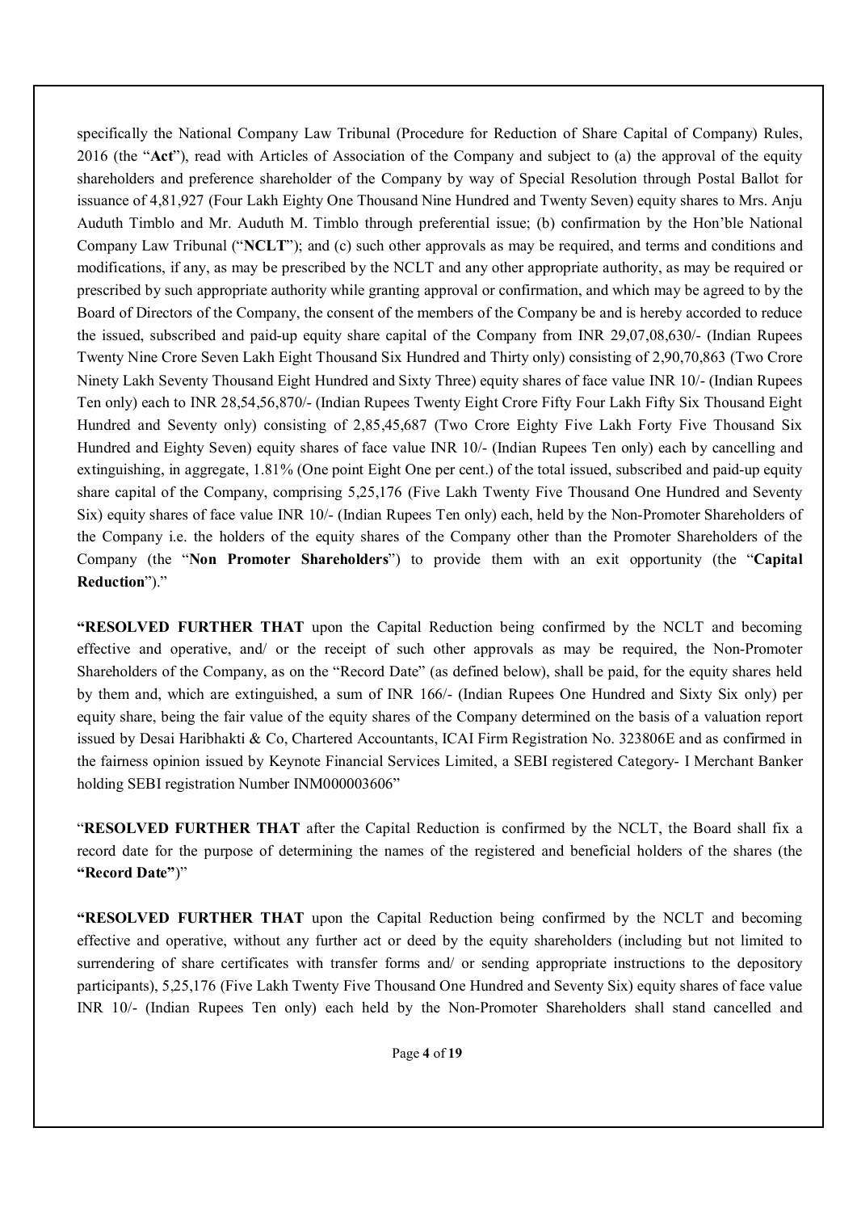specifically the National Company Law Tribunal (Procedure for Reduction of Share Capital of Company) Rules, 2016 (the "**Act**"), read with Articles of Association of the Company and subject to (a) the approval of the equity shareholders and preference shareholder of the Company by way of Special Resolution through Postal Ballot for issuance of 4,81,927 (Four Lakh Eighty One Thousand Nine Hundred and Twenty Seven) equity shares to Mrs. Anju Auduth Timblo and Mr. Auduth M. Timblo through preferential issue; (b) confirmation by the Hon'ble National Company Law Tribunal ("**NCLT**"); and (c) such other approvals as may be required, and terms and conditions and modifications, if any, as may be prescribed by the NCLT and any other appropriate authority, as may be required or prescribed by such appropriate authority while granting approval or confirmation, and which may be agreed to by the Board of Directors of the Company, the consent of the members of the Company be and is hereby accorded to reduce the issued, subscribed and paid-up equity share capital of the Company from INR 29,07,08,630/- (Indian Rupees Twenty Nine Crore Seven Lakh Eight Thousand Six Hundred and Thirty only) consisting of 2,90,70,863 (Two Crore Ninety Lakh Seventy Thousand Eight Hundred and Sixty Three) equity shares of face value INR 10/- (Indian Rupees Ten only) each to INR 28,54,56,870/- (Indian Rupees Twenty Eight Crore Fifty Four Lakh Fifty Six Thousand Eight Hundred and Seventy only) consisting of 2,85,45,687 (Two Crore Eighty Five Lakh Forty Five Thousand Six Hundred and Eighty Seven) equity shares of face value INR 10/- (Indian Rupees Ten only) each by cancelling and extinguishing, in aggregate, 1.81% (One point Eight One per cent.) of the total issued, subscribed and paid-up equity share capital of the Company, comprising 5,25,176 (Five Lakh Twenty Five Thousand One Hundred and Seventy Six) equity shares of face value INR 10/- (Indian Rupees Ten only) each, held by the Non-Promoter Shareholders of the Company i.e. the holders of the equity shares of the Company other than the Promoter Shareholders of the Company (the "**Non Promoter Shareholders**") to provide them with an exit opportunity (the "**Capital Reduction**")."

**"RESOLVED FURTHER THAT** upon the Capital Reduction being confirmed by the NCLT and becoming effective and operative, and/ or the receipt of such other approvals as may be required, the Non-Promoter Shareholders of the Company, as on the "Record Date" (as defined below), shall be paid, for the equity shares held by them and, which are extinguished, a sum of INR 166/- (Indian Rupees One Hundred and Sixty Six only) per equity share, being the fair value of the equity shares of the Company determined on the basis of a valuation report issued by Desai Haribhakti & Co, Chartered Accountants, ICAI Firm Registration No. 323806E and as confirmed in the fairness opinion issued by Keynote Financial Services Limited, a SEBI registered Category- I Merchant Banker holding SEBI registration Number INM000003606"

"**RESOLVED FURTHER THAT** after the Capital Reduction is confirmed by the NCLT, the Board shall fix a record date for the purpose of determining the names of the registered and beneficial holders of the shares (the **"Record Date"**)"

**"RESOLVED FURTHER THAT** upon the Capital Reduction being confirmed by the NCLT and becoming effective and operative, without any further act or deed by the equity shareholders (including but not limited to surrendering of share certificates with transfer forms and/ or sending appropriate instructions to the depository participants), 5,25,176 (Five Lakh Twenty Five Thousand One Hundred and Seventy Six) equity shares of face value INR 10/- (Indian Rupees Ten only) each held by the Non-Promoter Shareholders shall stand cancelled and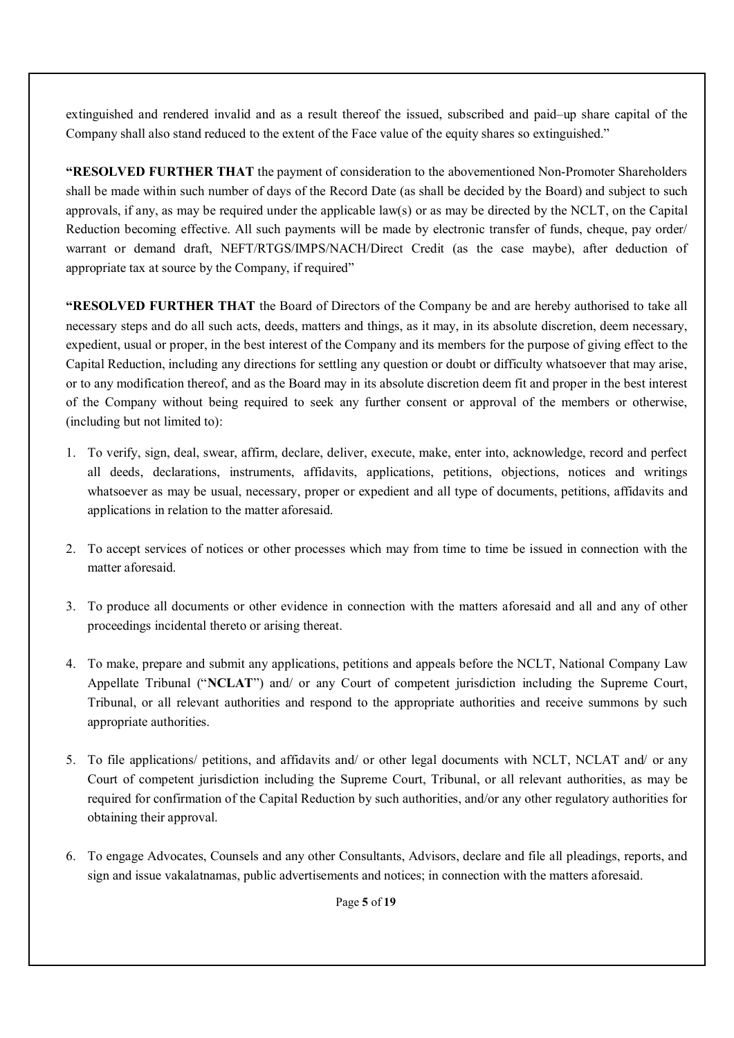extinguished and rendered invalid and as a result thereof the issued, subscribed and paid–up share capital of the Company shall also stand reduced to the extent of the Face value of the equity shares so extinguished."

**"RESOLVED FURTHER THAT** the payment of consideration to the abovementioned Non-Promoter Shareholders shall be made within such number of days of the Record Date (as shall be decided by the Board) and subject to such approvals, if any, as may be required under the applicable law(s) or as may be directed by the NCLT, on the Capital Reduction becoming effective. All such payments will be made by electronic transfer of funds, cheque, pay order/ warrant or demand draft, NEFT/RTGS/IMPS/NACH/Direct Credit (as the case maybe), after deduction of appropriate tax at source by the Company, if required"

**"RESOLVED FURTHER THAT** the Board of Directors of the Company be and are hereby authorised to take all necessary steps and do all such acts, deeds, matters and things, as it may, in its absolute discretion, deem necessary, expedient, usual or proper, in the best interest of the Company and its members for the purpose of giving effect to the Capital Reduction, including any directions for settling any question or doubt or difficulty whatsoever that may arise, or to any modification thereof, and as the Board may in its absolute discretion deem fit and proper in the best interest of the Company without being required to seek any further consent or approval of the members or otherwise, (including but not limited to):

1. To verify, sign, deal, swear, affirm, declare, deliver, execute, make, enter into, acknowledge, record and perfect all deeds, declarations, instruments, affidavits, applications, petitions, objections, notices and writings whatsoever as may be usual, necessary, proper or expedient and all type of documents, petitions, affidavits and applications in relation to the matter aforesaid.

2. To accept services of notices or other processes which may from time to time be issued in connection with the matter aforesaid.

3. To produce all documents or other evidence in connection with the matters aforesaid and all and any of other proceedings incidental thereto or arising thereat.

4. To make, prepare and submit any applications, petitions and appeals before the NCLT, National Company Law Appellate Tribunal ("**NCLAT**") and/ or any Court of competent jurisdiction including the Supreme Court, Tribunal, or all relevant authorities and respond to the appropriate authorities and receive summons by such appropriate authorities.

5. To file applications/ petitions, and affidavits and/ or other legal documents with NCLT, NCLAT and/ or any Court of competent jurisdiction including the Supreme Court, Tribunal, or all relevant authorities, as may be required for confirmation of the Capital Reduction by such authorities, and/or any other regulatory authorities for obtaining their approval.

6. To engage Advocates, Counsels and any other Consultants, Advisors, declare and file all pleadings, reports, and sign and issue vakalatnamas, public advertisements and notices; in connection with the matters aforesaid.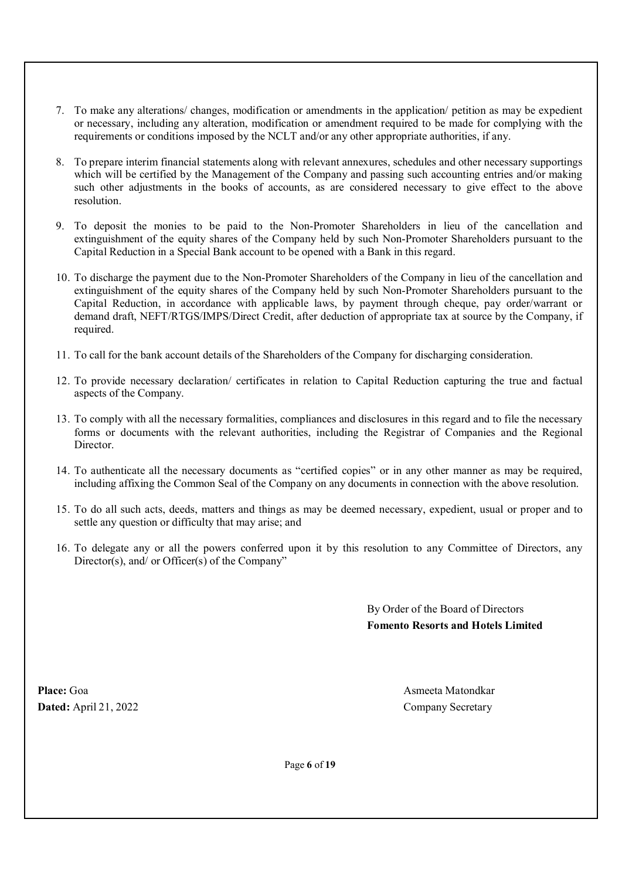7. To make any alterations/ changes, modification or amendments in the application/ petition as may be expedient or necessary, including any alteration, modification or amendment required to be made for complying with the requirements or conditions imposed by the NCLT and/or any other appropriate authorities, if any.

8. To prepare interim financial statements along with relevant annexures, schedules and other necessary supportings which will be certified by the Management of the Company and passing such accounting entries and/or making such other adjustments in the books of accounts, as are considered necessary to give effect to the above resolution.

9. To deposit the monies to be paid to the Non-Promoter Shareholders in lieu of the cancellation and extinguishment of the equity shares of the Company held by such Non-Promoter Shareholders pursuant to the Capital Reduction in a Special Bank account to be opened with a Bank in this regard.

10. To discharge the payment due to the Non-Promoter Shareholders of the Company in lieu of the cancellation and extinguishment of the equity shares of the Company held by such Non-Promoter Shareholders pursuant to the Capital Reduction, in accordance with applicable laws, by payment through cheque, pay order/warrant or demand draft, NEFT/RTGS/IMPS/Direct Credit, after deduction of appropriate tax at source by the Company, if required.

11. To call for the bank account details of the Shareholders of the Company for discharging consideration.

12. To provide necessary declaration/ certificates in relation to Capital Reduction capturing the true and factual aspects of the Company.

13. To comply with all the necessary formalities, compliances and disclosures in this regard and to file the necessary forms or documents with the relevant authorities, including the Registrar of Companies and the Regional Director.

14. To authenticate all the necessary documents as "certified copies" or in any other manner as may be required, including affixing the Common Seal of the Company on any documents in connection with the above resolution.

15. To do all such acts, deeds, matters and things as may be deemed necessary, expedient, usual or proper and to settle any question or difficulty that may arise; and

16. To delegate any or all the powers conferred upon it by this resolution to any Committee of Directors, any Director(s), and/ or Officer(s) of the Company"

By Order of the Board of Directors
**Fomento Resorts and Hotels Limited**

**Place:** Goa
**Dated:** April 21, 2022

Asmeeta Matondkar
Company Secretary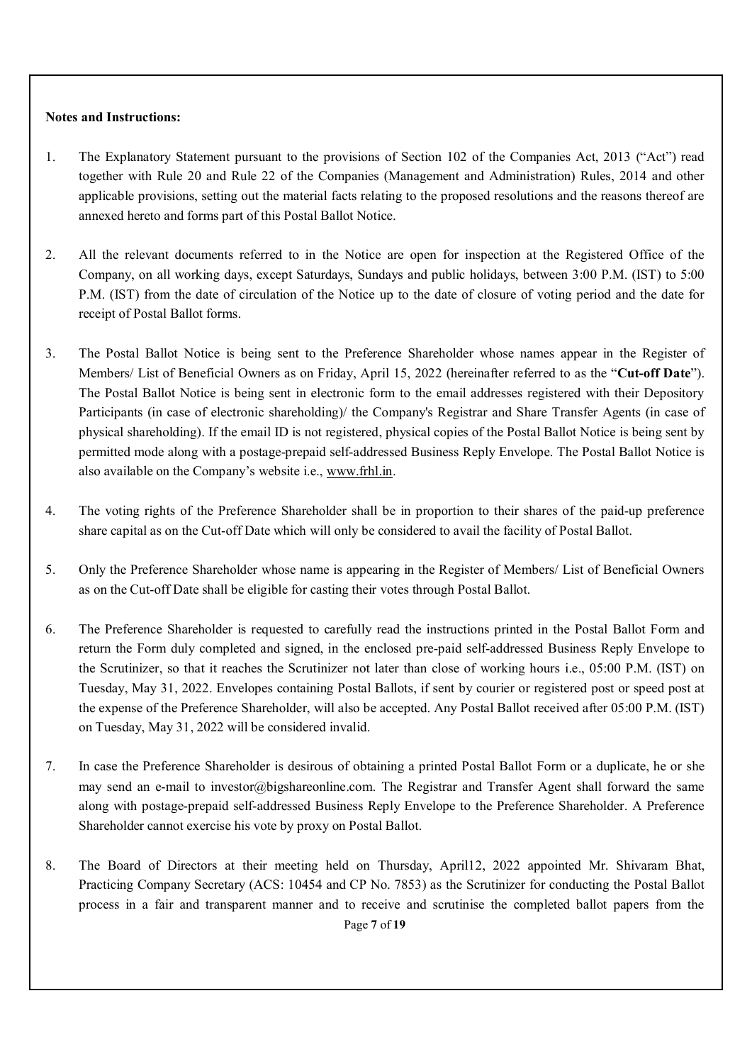**Notes and Instructions:**

1. The Explanatory Statement pursuant to the provisions of Section 102 of the Companies Act, 2013 ("Act") read together with Rule 20 and Rule 22 of the Companies (Management and Administration) Rules, 2014 and other applicable provisions, setting out the material facts relating to the proposed resolutions and the reasons thereof are annexed hereto and forms part of this Postal Ballot Notice.

2. All the relevant documents referred to in the Notice are open for inspection at the Registered Office of the Company, on all working days, except Saturdays, Sundays and public holidays, between 3:00 P.M. (IST) to 5:00 P.M. (IST) from the date of circulation of the Notice up to the date of closure of voting period and the date for receipt of Postal Ballot forms.

3. The Postal Ballot Notice is being sent to the Preference Shareholder whose names appear in the Register of Members/ List of Beneficial Owners as on Friday, April 15, 2022 (hereinafter referred to as the "**Cut-off Date**"). The Postal Ballot Notice is being sent in electronic form to the email addresses registered with their Depository Participants (in case of electronic shareholding)/ the Company's Registrar and Share Transfer Agents (in case of physical shareholding). If the email ID is not registered, physical copies of the Postal Ballot Notice is being sent by permitted mode along with a postage-prepaid self-addressed Business Reply Envelope. The Postal Ballot Notice is also available on the Company's website i.e., www.frhl.in.

4. The voting rights of the Preference Shareholder shall be in proportion to their shares of the paid-up preference share capital as on the Cut-off Date which will only be considered to avail the facility of Postal Ballot.

5. Only the Preference Shareholder whose name is appearing in the Register of Members/ List of Beneficial Owners as on the Cut-off Date shall be eligible for casting their votes through Postal Ballot.

6. The Preference Shareholder is requested to carefully read the instructions printed in the Postal Ballot Form and return the Form duly completed and signed, in the enclosed pre-paid self-addressed Business Reply Envelope to the Scrutinizer, so that it reaches the Scrutinizer not later than close of working hours i.e., 05:00 P.M. (IST) on Tuesday, May 31, 2022. Envelopes containing Postal Ballots, if sent by courier or registered post or speed post at the expense of the Preference Shareholder, will also be accepted. Any Postal Ballot received after 05:00 P.M. (IST) on Tuesday, May 31, 2022 will be considered invalid.

7. In case the Preference Shareholder is desirous of obtaining a printed Postal Ballot Form or a duplicate, he or she may send an e-mail to investor@bigshareonline.com. The Registrar and Transfer Agent shall forward the same along with postage-prepaid self-addressed Business Reply Envelope to the Preference Shareholder. A Preference Shareholder cannot exercise his vote by proxy on Postal Ballot.

8. The Board of Directors at their meeting held on Thursday, April12, 2022 appointed Mr. Shivaram Bhat, Practicing Company Secretary (ACS: 10454 and CP No. 7853) as the Scrutinizer for conducting the Postal Ballot process in a fair and transparent manner and to receive and scrutinise the completed ballot papers from the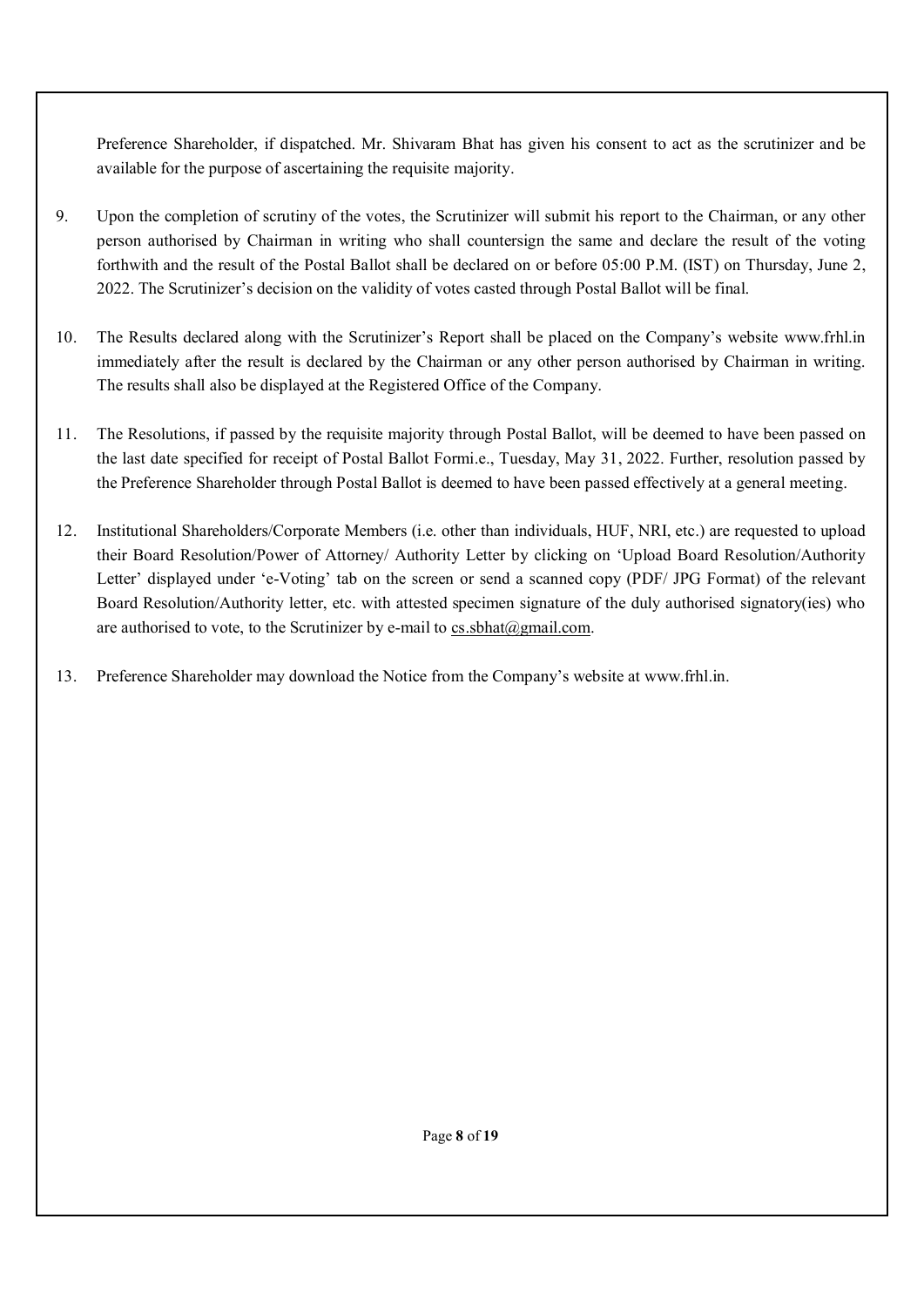Preference Shareholder, if dispatched. Mr. Shivaram Bhat has given his consent to act as the scrutinizer and be available for the purpose of ascertaining the requisite majority.

9. Upon the completion of scrutiny of the votes, the Scrutinizer will submit his report to the Chairman, or any other person authorised by Chairman in writing who shall countersign the same and declare the result of the voting forthwith and the result of the Postal Ballot shall be declared on or before 05:00 P.M. (IST) on Thursday, June 2, 2022. The Scrutinizer's decision on the validity of votes casted through Postal Ballot will be final.

10. The Results declared along with the Scrutinizer's Report shall be placed on the Company's website www.frhl.in immediately after the result is declared by the Chairman or any other person authorised by Chairman in writing. The results shall also be displayed at the Registered Office of the Company.

11. The Resolutions, if passed by the requisite majority through Postal Ballot, will be deemed to have been passed on the last date specified for receipt of Postal Ballot Formi.e., Tuesday, May 31, 2022. Further, resolution passed by the Preference Shareholder through Postal Ballot is deemed to have been passed effectively at a general meeting.

12. Institutional Shareholders/Corporate Members (i.e. other than individuals, HUF, NRI, etc.) are requested to upload their Board Resolution/Power of Attorney/ Authority Letter by clicking on 'Upload Board Resolution/Authority Letter' displayed under 'e-Voting' tab on the screen or send a scanned copy (PDF/ JPG Format) of the relevant Board Resolution/Authority letter, etc. with attested specimen signature of the duly authorised signatory(ies) who are authorised to vote, to the Scrutinizer by e-mail to cs.sbhat@gmail.com.

13. Preference Shareholder may download the Notice from the Company's website at www.frhl.in.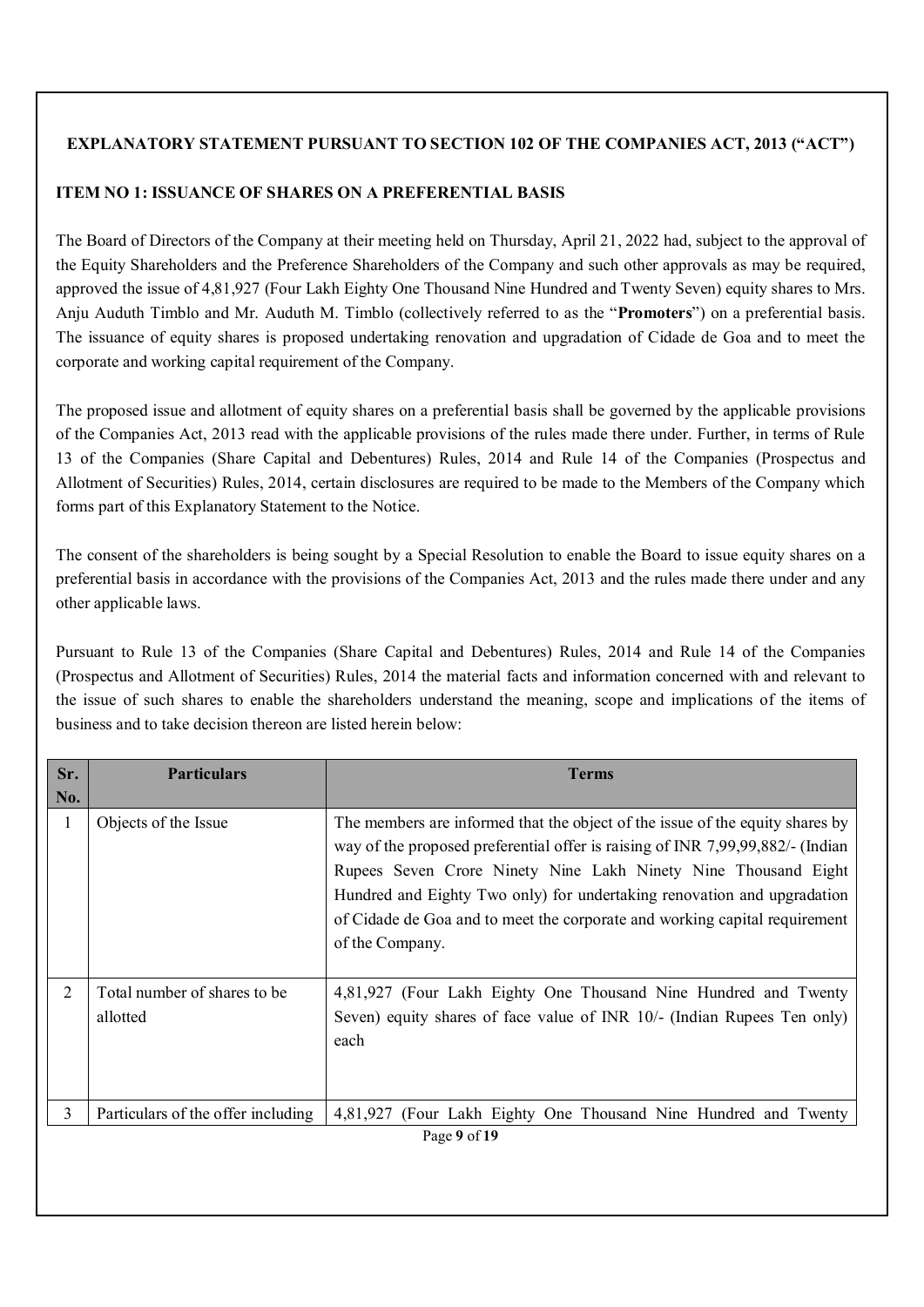**EXPLANATORY STATEMENT PURSUANT TO SECTION 102 OF THE COMPANIES ACT, 2013 ("ACT")**

**ITEM NO 1: ISSUANCE OF SHARES ON A PREFERENTIAL BASIS**

The Board of Directors of the Company at their meeting held on Thursday, April 21, 2022 had, subject to the approval of the Equity Shareholders and the Preference Shareholders of the Company and such other approvals as may be required, approved the issue of 4,81,927 (Four Lakh Eighty One Thousand Nine Hundred and Twenty Seven) equity shares to Mrs. Anju Auduth Timblo and Mr. Auduth M. Timblo (collectively referred to as the "**Promoters**") on a preferential basis. The issuance of equity shares is proposed undertaking renovation and upgradation of Cidade de Goa and to meet the corporate and working capital requirement of the Company.

The proposed issue and allotment of equity shares on a preferential basis shall be governed by the applicable provisions of the Companies Act, 2013 read with the applicable provisions of the rules made there under. Further, in terms of Rule 13 of the Companies (Share Capital and Debentures) Rules, 2014 and Rule 14 of the Companies (Prospectus and Allotment of Securities) Rules, 2014, certain disclosures are required to be made to the Members of the Company which forms part of this Explanatory Statement to the Notice.

The consent of the shareholders is being sought by a Special Resolution to enable the Board to issue equity shares on a preferential basis in accordance with the provisions of the Companies Act, 2013 and the rules made there under and any other applicable laws.

Pursuant to Rule 13 of the Companies (Share Capital and Debentures) Rules, 2014 and Rule 14 of the Companies (Prospectus and Allotment of Securities) Rules, 2014 the material facts and information concerned with and relevant to the issue of such shares to enable the shareholders understand the meaning, scope and implications of the items of business and to take decision thereon are listed herein below:

| Sr. No. | Particulars | Terms |
|---|---|---|
| 1 | Objects of the Issue | The members are informed that the object of the issue of the equity shares by way of the proposed preferential offer is raising of INR 7,99,99,882/- (Indian Rupees Seven Crore Ninety Nine Lakh Ninety Nine Thousand Eight Hundred and Eighty Two only) for undertaking renovation and upgradation of Cidade de Goa and to meet the corporate and working capital requirement of the Company. |
| 2 | Total number of shares to be allotted | 4,81,927 (Four Lakh Eighty One Thousand Nine Hundred and Twenty Seven) equity shares of face value of INR 10/- (Indian Rupees Ten only) each |
| 3 | Particulars of the offer including | 4,81,927 (Four Lakh Eighty One Thousand Nine Hundred and Twenty |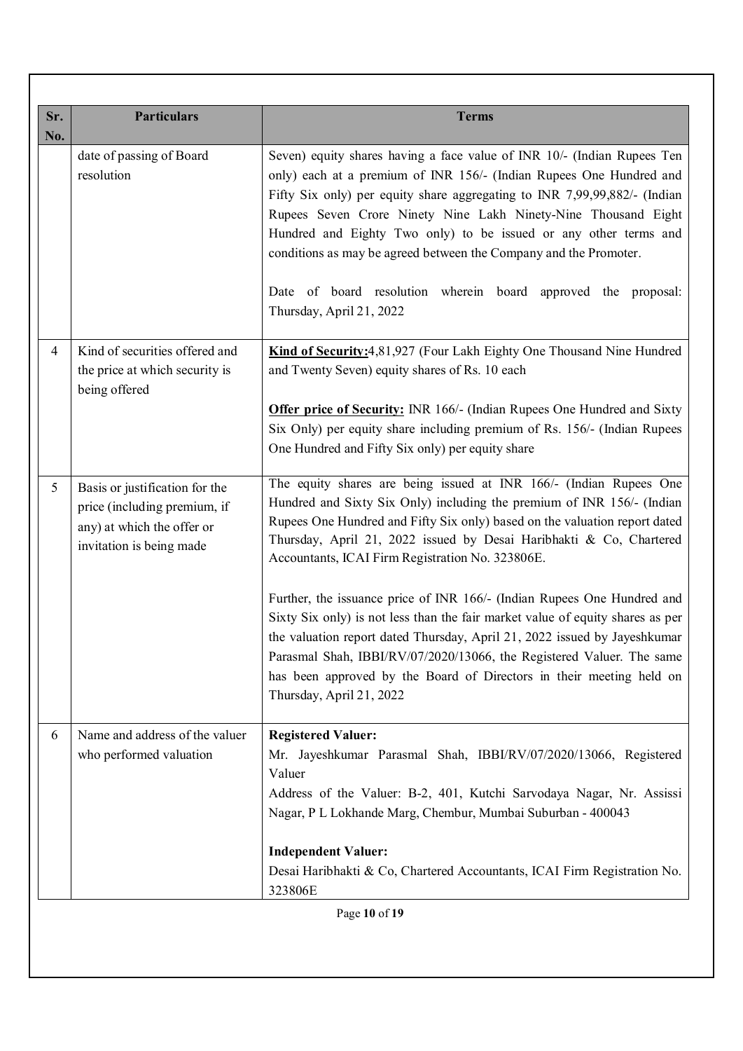| Sr. No. | Particulars | Terms |
|---|---|---|
| | date of passing of Board resolution | Seven) equity shares having a face value of INR 10/- (Indian Rupees Ten only) each at a premium of INR 156/- (Indian Rupees One Hundred and Fifty Six only) per equity share aggregating to INR 7,99,99,882/- (Indian Rupees Seven Crore Ninety Nine Lakh Ninety-Nine Thousand Eight Hundred and Eighty Two only) to be issued or any other terms and conditions as may be agreed between the Company and the Promoter.<br><br>Date of board resolution wherein board approved the proposal: Thursday, April 21, 2022 |
| 4 | Kind of securities offered and the price at which security is being offered | **Kind of Security:**4,81,927 (Four Lakh Eighty One Thousand Nine Hundred and Twenty Seven) equity shares of Rs. 10 each<br><br>**Offer price of Security:** INR 166/- (Indian Rupees One Hundred and Sixty Six Only) per equity share including premium of Rs. 156/- (Indian Rupees One Hundred and Fifty Six only) per equity share |
| 5 | Basis or justification for the price (including premium, if any) at which the offer or invitation is being made | The equity shares are being issued at INR 166/- (Indian Rupees One Hundred and Sixty Six Only) including the premium of INR 156/- (Indian Rupees One Hundred and Fifty Six only) based on the valuation report dated Thursday, April 21, 2022 issued by Desai Haribhakti & Co, Chartered Accountants, ICAI Firm Registration No. 323806E.<br><br>Further, the issuance price of INR 166/- (Indian Rupees One Hundred and Sixty Six only) is not less than the fair market value of equity shares as per the valuation report dated Thursday, April 21, 2022 issued by Jayeshkumar Parasmal Shah, IBBI/RV/07/2020/13066, the Registered Valuer. The same has been approved by the Board of Directors in their meeting held on Thursday, April 21, 2022 |
| 6 | Name and address of the valuer who performed valuation | **Registered Valuer:**<br>Mr. Jayeshkumar Parasmal Shah, IBBI/RV/07/2020/13066, Registered Valuer<br>Address of the Valuer: B-2, 401, Kutchi Sarvodaya Nagar, Nr. Assissi Nagar, P L Lokhande Marg, Chembur, Mumbai Suburban - 400043<br><br>**Independent Valuer:**<br>Desai Haribhakti & Co, Chartered Accountants, ICAI Firm Registration No. 323806E |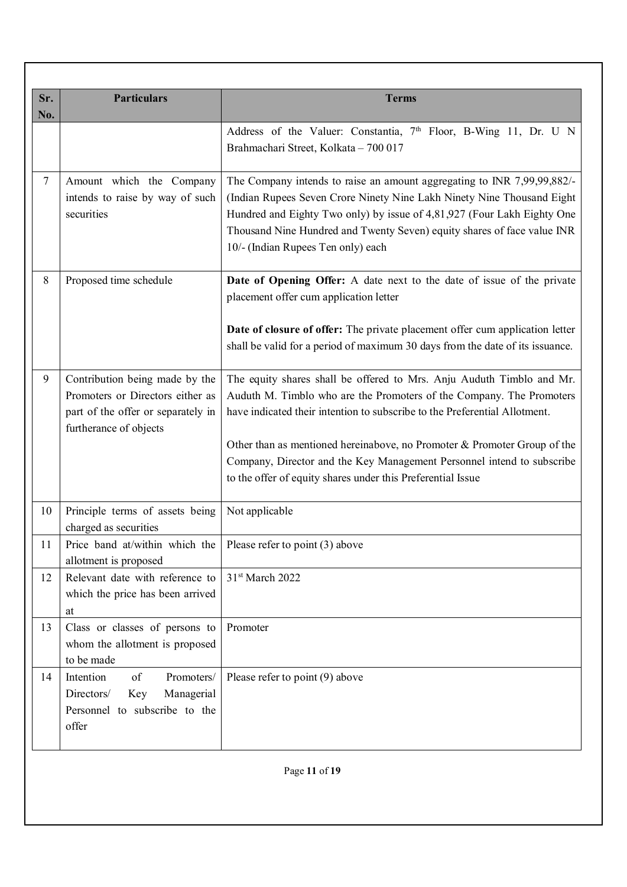| Sr. No. | Particulars | Terms |
|---|---|---|
| | | Address of the Valuer: Constantia, 7th Floor, B-Wing 11, Dr. U N Brahmachari Street, Kolkata – 700 017 |
| 7 | Amount which the Company intends to raise by way of such securities | The Company intends to raise an amount aggregating to INR 7,99,99,882/- (Indian Rupees Seven Crore Ninety Nine Lakh Ninety Nine Thousand Eight Hundred and Eighty Two only) by issue of 4,81,927 (Four Lakh Eighty One Thousand Nine Hundred and Twenty Seven) equity shares of face value INR 10/- (Indian Rupees Ten only) each |
| 8 | Proposed time schedule | **Date of Opening Offer:** A date next to the date of issue of the private placement offer cum application letter<br><br>**Date of closure of offer:** The private placement offer cum application letter shall be valid for a period of maximum 30 days from the date of its issuance. |
| 9 | Contribution being made by the Promoters or Directors either as part of the offer or separately in furtherance of objects | The equity shares shall be offered to Mrs. Anju Auduth Timblo and Mr. Auduth M. Timblo who are the Promoters of the Company. The Promoters have indicated their intention to subscribe to the Preferential Allotment.<br><br>Other than as mentioned hereinabove, no Promoter & Promoter Group of the Company, Director and the Key Management Personnel intend to subscribe to the offer of equity shares under this Preferential Issue |
| 10 | Principle terms of assets being charged as securities | Not applicable |
| 11 | Price band at/within which the allotment is proposed | Please refer to point (3) above |
| 12 | Relevant date with reference to which the price has been arrived at | 31st March 2022 |
| 13 | Class or classes of persons to whom the allotment is proposed to be made | Promoter |
| 14 | Intention of Promoters/ Directors/ Key Managerial Personnel to subscribe to the offer | Please refer to point (9) above |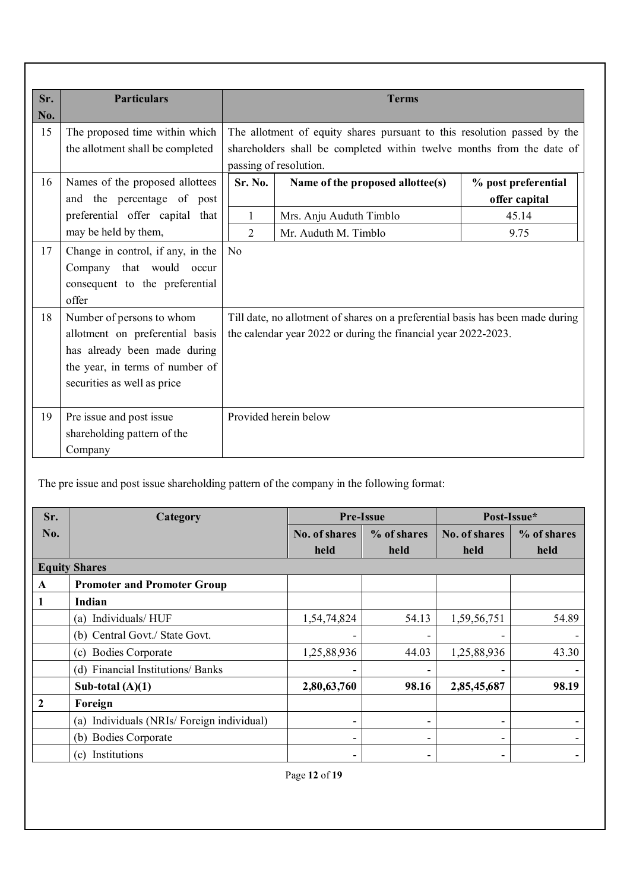| Sr. No. | Particulars | Terms |
|---|---|---|
| 15 | The proposed time within which the allotment shall be completed | The allotment of equity shares pursuant to this resolution passed by the shareholders shall be completed within twelve months from the date of passing of resolution. |
| 16 | Names of the proposed allottees and the percentage of post preferential offer capital that may be held by them, | **Sr. No.** \| **Name of the proposed allottee(s)** \| **% post preferential offer capital**<br>1 \| Mrs. Anju Auduth Timblo \| 45.14<br>2 \| Mr. Auduth M. Timblo \| 9.75 |
| 17 | Change in control, if any, in the Company that would occur consequent to the preferential offer | No |
| 18 | Number of persons to whom allotment on preferential basis has already been made during the year, in terms of number of securities as well as price | Till date, no allotment of shares on a preferential basis has been made during the calendar year 2022 or during the financial year 2022-2023. |
| 19 | Pre issue and post issue shareholding pattern of the Company | Provided herein below |

The pre issue and post issue shareholding pattern of the company in the following format:

| Sr. No. | Category | Pre-Issue | | Post-Issue* | |
|---|---|---|---|---|---|
| | | No. of shares held | % of shares held | No. of shares held | % of shares held |
| **Equity Shares** | | | | | |
| **A** | **Promoter and Promoter Group** | | | | |
| **1** | **Indian** | | | | |
| | (a) Individuals/ HUF | 1,54,74,824 | 54.13 | 1,59,56,751 | 54.89 |
| | (b) Central Govt./ State Govt. | - | - | - | - |
| | (c) Bodies Corporate | 1,25,88,936 | 44.03 | 1,25,88,936 | 43.30 |
| | (d) Financial Institutions/ Banks | - | - | - | - |
| | **Sub-total (A)(1)** | **2,80,63,760** | **98.16** | **2,85,45,687** | **98.19** |
| **2** | **Foreign** | | | | |
| | (a) Individuals (NRIs/ Foreign individual) | - | - | - | - |
| | (b) Bodies Corporate | - | - | - | - |
| | (c) Institutions | - | - | - | - |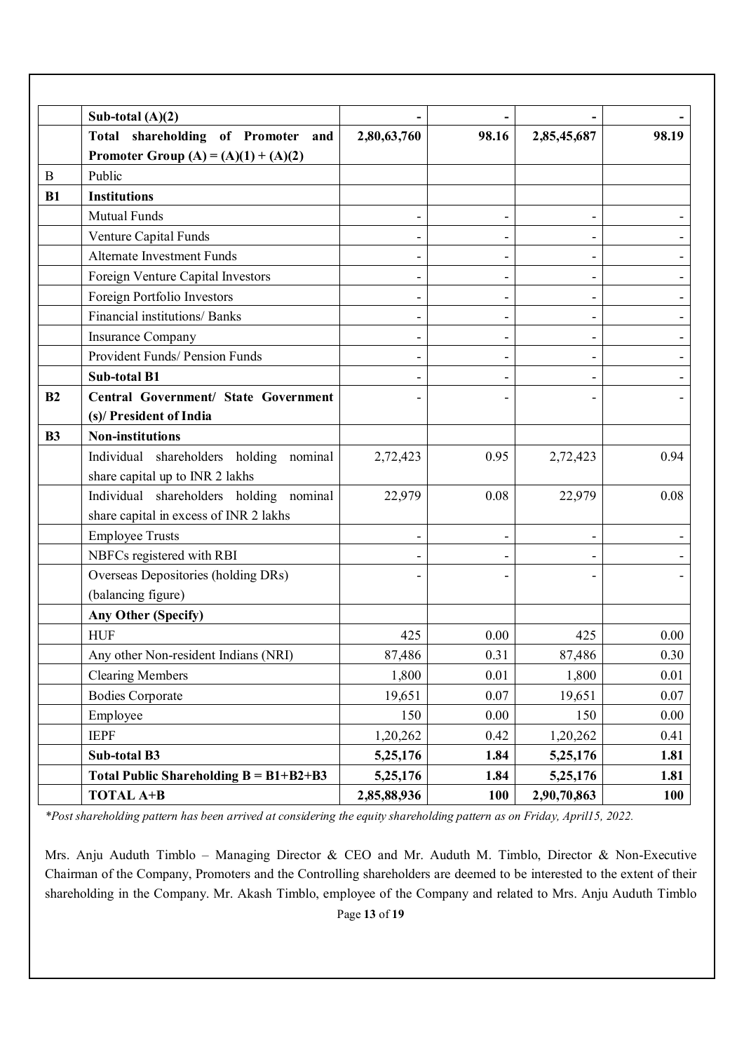| | **Sub-total (A)(2)** | **-** | **-** | **-** | **-** |
|---|---|---|---|---|---|
| | **Total shareholding of Promoter and Promoter Group (A) = (A)(1) + (A)(2)** | **2,80,63,760** | **98.16** | **2,85,45,687** | **98.19** |
| B | Public | | | | |
| **B1** | **Institutions** | | | | |
| | Mutual Funds | - | - | - | - |
| | Venture Capital Funds | - | - | - | - |
| | Alternate Investment Funds | - | - | - | - |
| | Foreign Venture Capital Investors | - | - | - | - |
| | Foreign Portfolio Investors | - | - | - | - |
| | Financial institutions/ Banks | - | - | - | - |
| | Insurance Company | - | - | - | - |
| | Provident Funds/ Pension Funds | - | - | - | - |
| | **Sub-total B1** | - | - | - | - |
| **B2** | **Central Government/ State Government (s)/ President of India** | - | - | - | - |
| **B3** | **Non-institutions** | | | | |
| | Individual shareholders holding nominal share capital up to INR 2 lakhs | 2,72,423 | 0.95 | 2,72,423 | 0.94 |
| | Individual shareholders holding nominal share capital in excess of INR 2 lakhs | 22,979 | 0.08 | 22,979 | 0.08 |
| | Employee Trusts | - | - | - | - |
| | NBFCs registered with RBI | - | - | - | - |
| | Overseas Depositories (holding DRs) (balancing figure) | - | - | - | - |
| | **Any Other (Specify)** | | | | |
| | HUF | 425 | 0.00 | 425 | 0.00 |
| | Any other Non-resident Indians (NRI) | 87,486 | 0.31 | 87,486 | 0.30 |
| | Clearing Members | 1,800 | 0.01 | 1,800 | 0.01 |
| | Bodies Corporate | 19,651 | 0.07 | 19,651 | 0.07 |
| | Employee | 150 | 0.00 | 150 | 0.00 |
| | IEPF | 1,20,262 | 0.42 | 1,20,262 | 0.41 |
| | **Sub-total B3** | **5,25,176** | **1.84** | **5,25,176** | **1.81** |
| | **Total Public Shareholding B = B1+B2+B3** | **5,25,176** | **1.84** | **5,25,176** | **1.81** |
| | **TOTAL A+B** | **2,85,88,936** | **100** | **2,90,70,863** | **100** |

*\*Post shareholding pattern has been arrived at considering the equity shareholding pattern as on Friday, April15, 2022.*

Mrs. Anju Auduth Timblo – Managing Director & CEO and Mr. Auduth M. Timblo, Director & Non-Executive Chairman of the Company, Promoters and the Controlling shareholders are deemed to be interested to the extent of their shareholding in the Company. Mr. Akash Timblo, employee of the Company and related to Mrs. Anju Auduth Timblo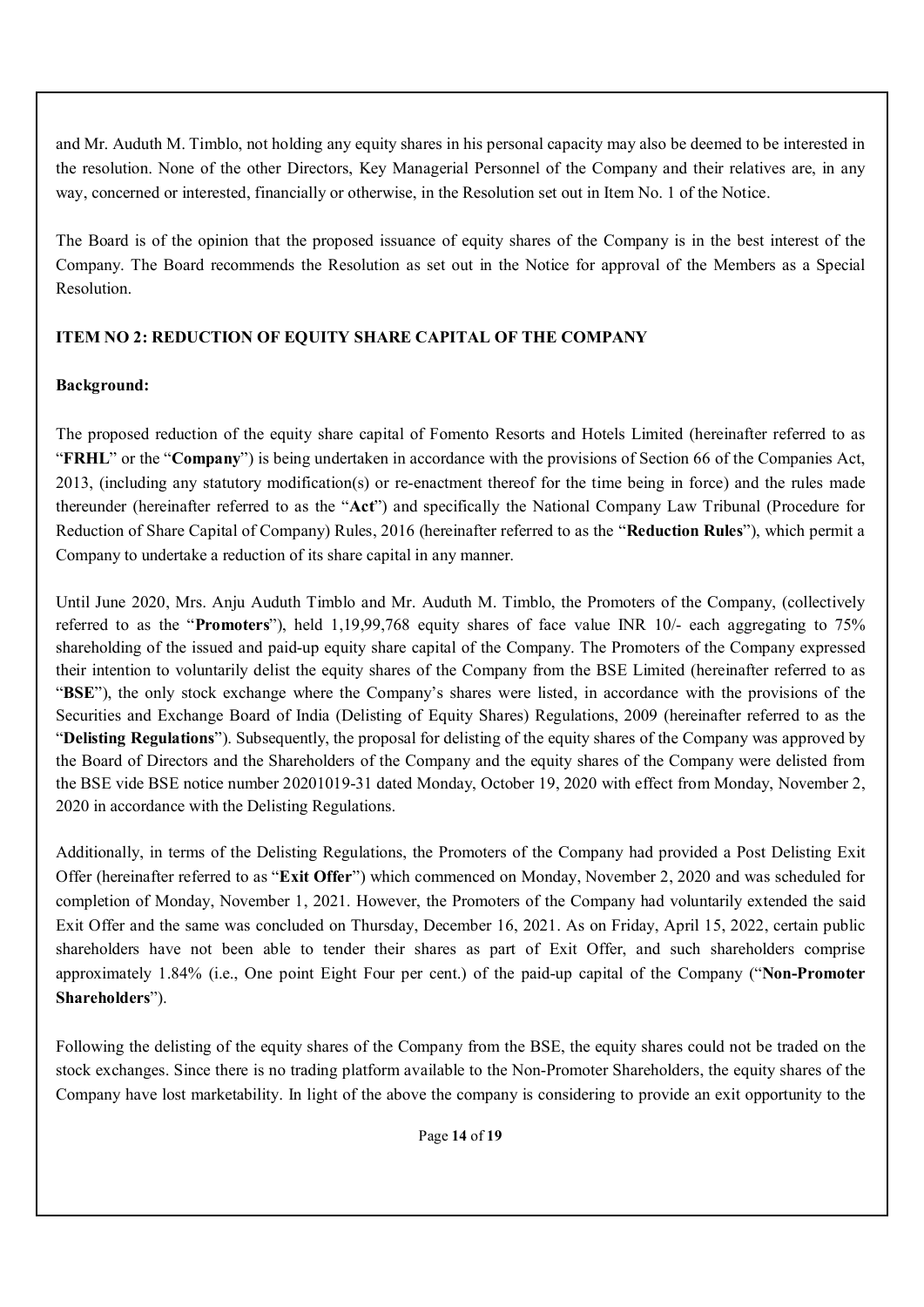and Mr. Auduth M. Timblo, not holding any equity shares in his personal capacity may also be deemed to be interested in the resolution. None of the other Directors, Key Managerial Personnel of the Company and their relatives are, in any way, concerned or interested, financially or otherwise, in the Resolution set out in Item No. 1 of the Notice.

The Board is of the opinion that the proposed issuance of equity shares of the Company is in the best interest of the Company. The Board recommends the Resolution as set out in the Notice for approval of the Members as a Special Resolution.

**ITEM NO 2: REDUCTION OF EQUITY SHARE CAPITAL OF THE COMPANY**

**Background:**

The proposed reduction of the equity share capital of Fomento Resorts and Hotels Limited (hereinafter referred to as "**FRHL**" or the "**Company**") is being undertaken in accordance with the provisions of Section 66 of the Companies Act, 2013, (including any statutory modification(s) or re-enactment thereof for the time being in force) and the rules made thereunder (hereinafter referred to as the "**Act**") and specifically the National Company Law Tribunal (Procedure for Reduction of Share Capital of Company) Rules, 2016 (hereinafter referred to as the "**Reduction Rules**"), which permit a Company to undertake a reduction of its share capital in any manner.

Until June 2020, Mrs. Anju Auduth Timblo and Mr. Auduth M. Timblo, the Promoters of the Company, (collectively referred to as the "**Promoters**"), held 1,19,99,768 equity shares of face value INR 10/- each aggregating to 75% shareholding of the issued and paid-up equity share capital of the Company. The Promoters of the Company expressed their intention to voluntarily delist the equity shares of the Company from the BSE Limited (hereinafter referred to as "**BSE**"), the only stock exchange where the Company's shares were listed, in accordance with the provisions of the Securities and Exchange Board of India (Delisting of Equity Shares) Regulations, 2009 (hereinafter referred to as the "**Delisting Regulations**"). Subsequently, the proposal for delisting of the equity shares of the Company was approved by the Board of Directors and the Shareholders of the Company and the equity shares of the Company were delisted from the BSE vide BSE notice number 20201019-31 dated Monday, October 19, 2020 with effect from Monday, November 2, 2020 in accordance with the Delisting Regulations.

Additionally, in terms of the Delisting Regulations, the Promoters of the Company had provided a Post Delisting Exit Offer (hereinafter referred to as "**Exit Offer**") which commenced on Monday, November 2, 2020 and was scheduled for completion of Monday, November 1, 2021. However, the Promoters of the Company had voluntarily extended the said Exit Offer and the same was concluded on Thursday, December 16, 2021. As on Friday, April 15, 2022, certain public shareholders have not been able to tender their shares as part of Exit Offer, and such shareholders comprise approximately 1.84% (i.e., One point Eight Four per cent.) of the paid-up capital of the Company ("**Non-Promoter Shareholders**").

Following the delisting of the equity shares of the Company from the BSE, the equity shares could not be traded on the stock exchanges. Since there is no trading platform available to the Non-Promoter Shareholders, the equity shares of the Company have lost marketability. In light of the above the company is considering to provide an exit opportunity to the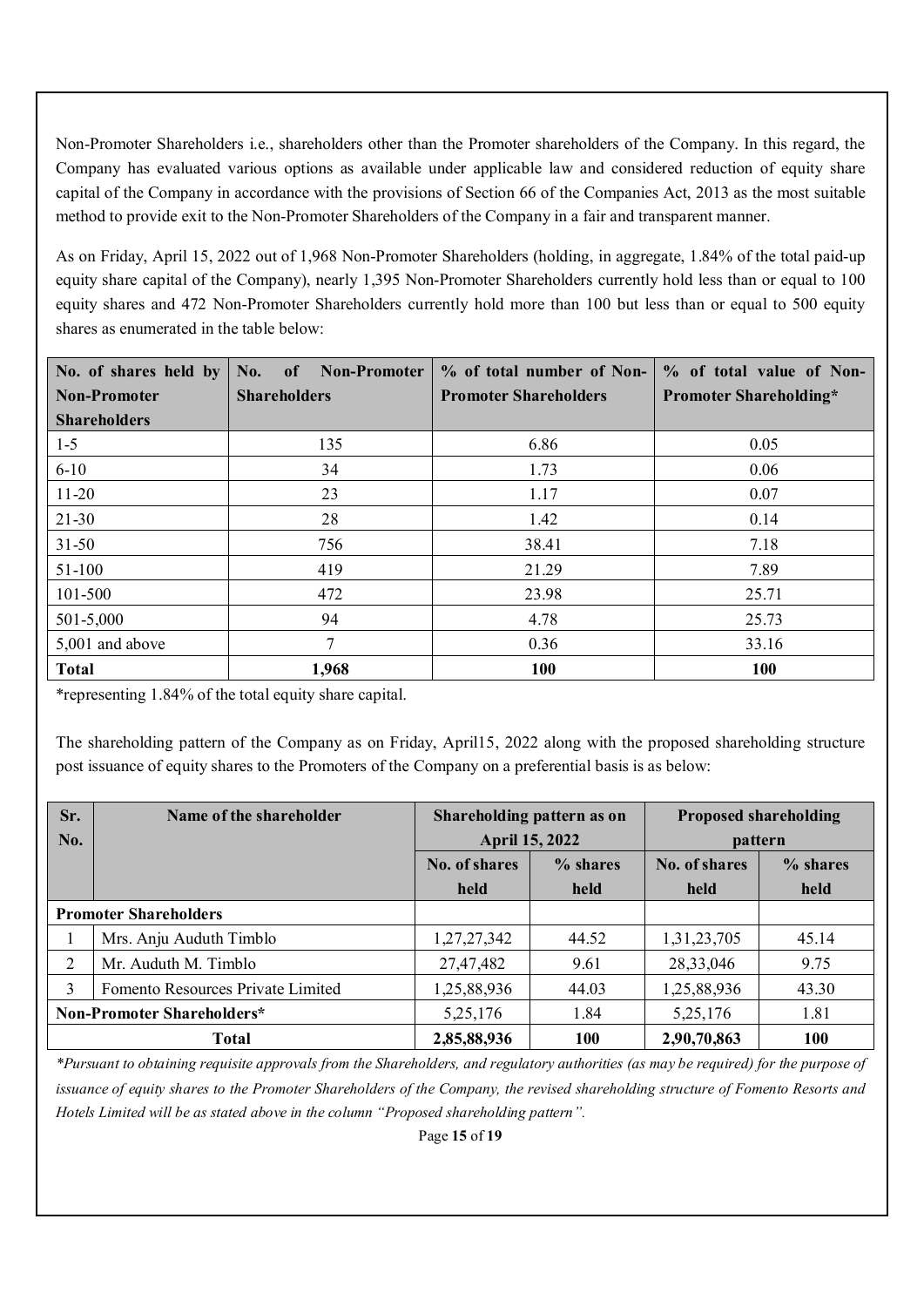Non-Promoter Shareholders i.e., shareholders other than the Promoter shareholders of the Company. In this regard, the Company has evaluated various options as available under applicable law and considered reduction of equity share capital of the Company in accordance with the provisions of Section 66 of the Companies Act, 2013 as the most suitable method to provide exit to the Non-Promoter Shareholders of the Company in a fair and transparent manner.

As on Friday, April 15, 2022 out of 1,968 Non-Promoter Shareholders (holding, in aggregate, 1.84% of the total paid-up equity share capital of the Company), nearly 1,395 Non-Promoter Shareholders currently hold less than or equal to 100 equity shares and 472 Non-Promoter Shareholders currently hold more than 100 but less than or equal to 500 equity shares as enumerated in the table below:

| No. of shares held by Non-Promoter Shareholders | No. of Non-Promoter Shareholders | % of total number of Non-Promoter Shareholders | % of total value of Non-Promoter Shareholding* |
|---|---|---|---|
| 1-5 | 135 | 6.86 | 0.05 |
| 6-10 | 34 | 1.73 | 0.06 |
| 11-20 | 23 | 1.17 | 0.07 |
| 21-30 | 28 | 1.42 | 0.14 |
| 31-50 | 756 | 38.41 | 7.18 |
| 51-100 | 419 | 21.29 | 7.89 |
| 101-500 | 472 | 23.98 | 25.71 |
| 501-5,000 | 94 | 4.78 | 25.73 |
| 5,001 and above | 7 | 0.36 | 33.16 |
| **Total** | **1,968** | **100** | **100** |

*representing 1.84% of the total equity share capital.

The shareholding pattern of the Company as on Friday, April15, 2022 along with the proposed shareholding structure post issuance of equity shares to the Promoters of the Company on a preferential basis is as below:

| Sr. No. | Name of the shareholder | Shareholding pattern as on April 15, 2022 | | Proposed shareholding pattern | |
|---|---|---|---|---|---|
| | | No. of shares held | % shares held | No. of shares held | % shares held |
| **Promoter Shareholders** | | | | | |
| 1 | Mrs. Anju Auduth Timblo | 1,27,27,342 | 44.52 | 1,31,23,705 | 45.14 |
| 2 | Mr. Auduth M. Timblo | 27,47,482 | 9.61 | 28,33,046 | 9.75 |
| 3 | Fomento Resources Private Limited | 1,25,88,936 | 44.03 | 1,25,88,936 | 43.30 |
| **Non-Promoter Shareholders*** | | 5,25,176 | 1.84 | 5,25,176 | 1.81 |
| **Total** | | **2,85,88,936** | **100** | **2,90,70,863** | **100** |

*\*Pursuant to obtaining requisite approvals from the Shareholders, and regulatory authorities (as may be required) for the purpose of issuance of equity shares to the Promoter Shareholders of the Company, the revised shareholding structure of Fomento Resorts and Hotels Limited will be as stated above in the column "Proposed shareholding pattern".*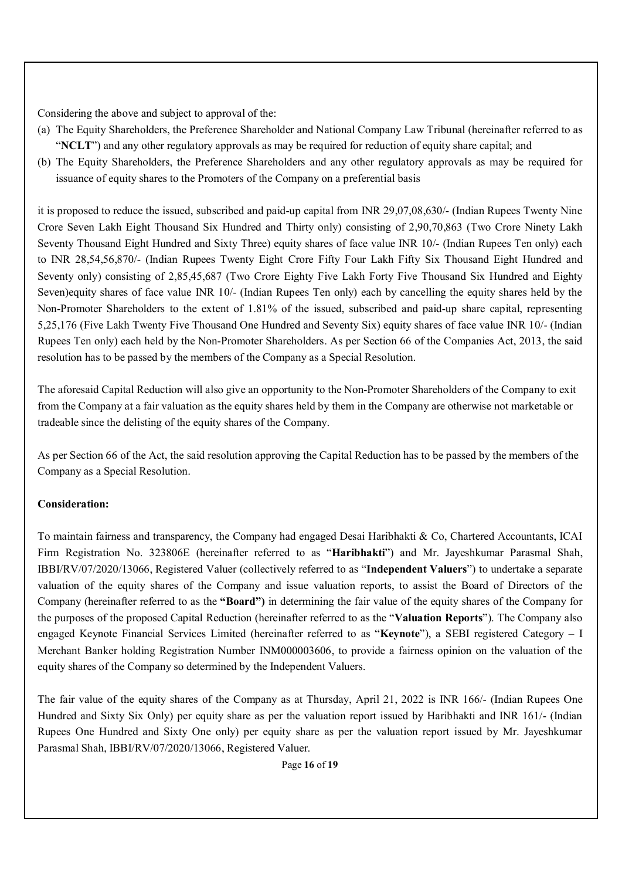Considering the above and subject to approval of the:

(a) The Equity Shareholders, the Preference Shareholder and National Company Law Tribunal (hereinafter referred to as "**NCLT**") and any other regulatory approvals as may be required for reduction of equity share capital; and

(b) The Equity Shareholders, the Preference Shareholders and any other regulatory approvals as may be required for issuance of equity shares to the Promoters of the Company on a preferential basis

it is proposed to reduce the issued, subscribed and paid-up capital from INR 29,07,08,630/- (Indian Rupees Twenty Nine Crore Seven Lakh Eight Thousand Six Hundred and Thirty only) consisting of 2,90,70,863 (Two Crore Ninety Lakh Seventy Thousand Eight Hundred and Sixty Three) equity shares of face value INR 10/- (Indian Rupees Ten only) each to INR 28,54,56,870/- (Indian Rupees Twenty Eight Crore Fifty Four Lakh Fifty Six Thousand Eight Hundred and Seventy only) consisting of 2,85,45,687 (Two Crore Eighty Five Lakh Forty Five Thousand Six Hundred and Eighty Seven)equity shares of face value INR 10/- (Indian Rupees Ten only) each by cancelling the equity shares held by the Non-Promoter Shareholders to the extent of 1.81% of the issued, subscribed and paid-up share capital, representing 5,25,176 (Five Lakh Twenty Five Thousand One Hundred and Seventy Six) equity shares of face value INR 10/- (Indian Rupees Ten only) each held by the Non-Promoter Shareholders. As per Section 66 of the Companies Act, 2013, the said resolution has to be passed by the members of the Company as a Special Resolution.

The aforesaid Capital Reduction will also give an opportunity to the Non-Promoter Shareholders of the Company to exit from the Company at a fair valuation as the equity shares held by them in the Company are otherwise not marketable or tradeable since the delisting of the equity shares of the Company.

As per Section 66 of the Act, the said resolution approving the Capital Reduction has to be passed by the members of the Company as a Special Resolution.

**Consideration:**

To maintain fairness and transparency, the Company had engaged Desai Haribhakti & Co, Chartered Accountants, ICAI Firm Registration No. 323806E (hereinafter referred to as "**Haribhakti**") and Mr. Jayeshkumar Parasmal Shah, IBBI/RV/07/2020/13066, Registered Valuer (collectively referred to as "**Independent Valuers**") to undertake a separate valuation of the equity shares of the Company and issue valuation reports, to assist the Board of Directors of the Company (hereinafter referred to as the **"Board")** in determining the fair value of the equity shares of the Company for the purposes of the proposed Capital Reduction (hereinafter referred to as the "**Valuation Reports**"). The Company also engaged Keynote Financial Services Limited (hereinafter referred to as "**Keynote**"), a SEBI registered Category – I Merchant Banker holding Registration Number INM000003606, to provide a fairness opinion on the valuation of the equity shares of the Company so determined by the Independent Valuers.

The fair value of the equity shares of the Company as at Thursday, April 21, 2022 is INR 166/- (Indian Rupees One Hundred and Sixty Six Only) per equity share as per the valuation report issued by Haribhakti and INR 161/- (Indian Rupees One Hundred and Sixty One only) per equity share as per the valuation report issued by Mr. Jayeshkumar Parasmal Shah, IBBI/RV/07/2020/13066, Registered Valuer.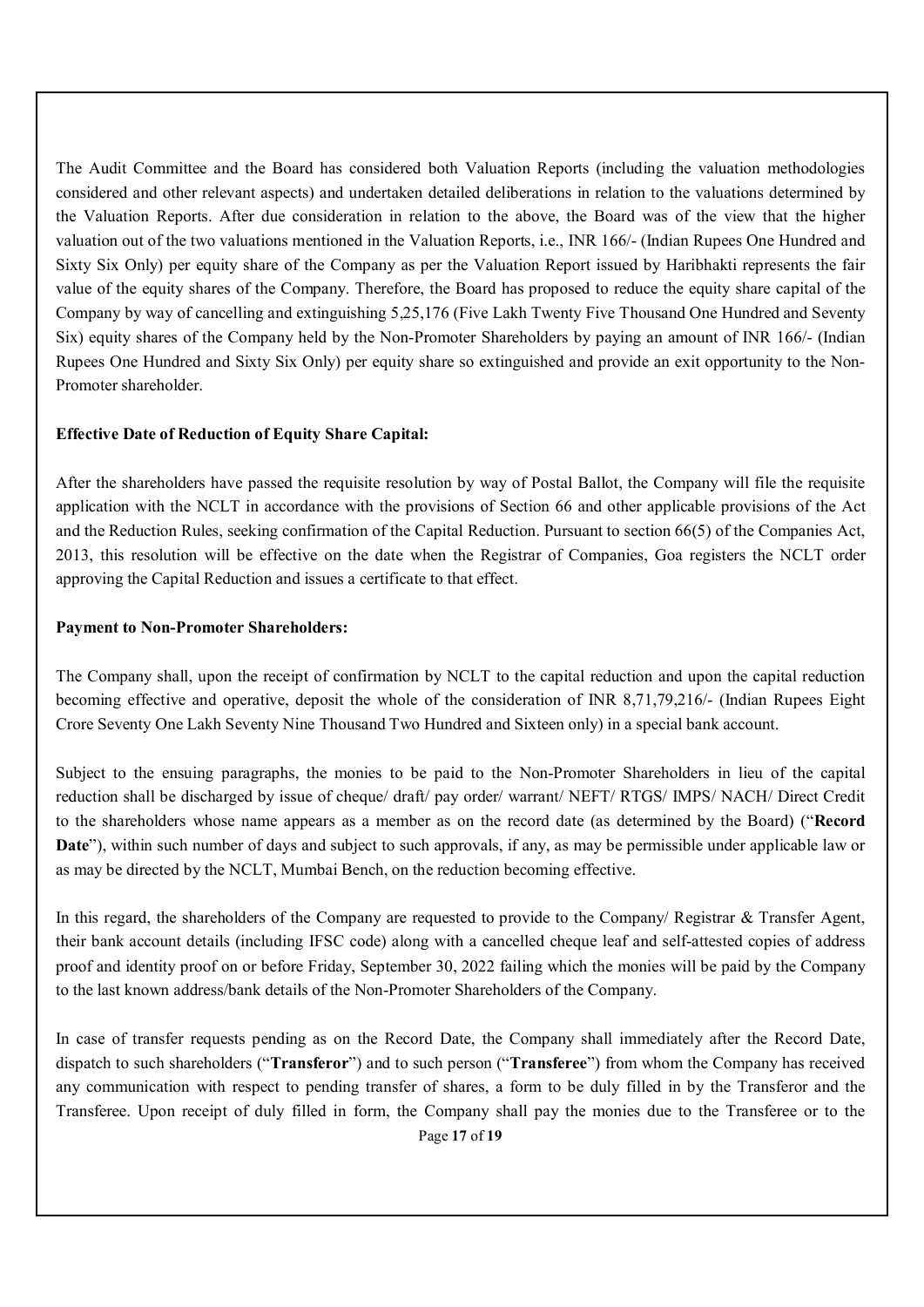The Audit Committee and the Board has considered both Valuation Reports (including the valuation methodologies considered and other relevant aspects) and undertaken detailed deliberations in relation to the valuations determined by the Valuation Reports. After due consideration in relation to the above, the Board was of the view that the higher valuation out of the two valuations mentioned in the Valuation Reports, i.e., INR 166/- (Indian Rupees One Hundred and Sixty Six Only) per equity share of the Company as per the Valuation Report issued by Haribhakti represents the fair value of the equity shares of the Company. Therefore, the Board has proposed to reduce the equity share capital of the Company by way of cancelling and extinguishing 5,25,176 (Five Lakh Twenty Five Thousand One Hundred and Seventy Six) equity shares of the Company held by the Non-Promoter Shareholders by paying an amount of INR 166/- (Indian Rupees One Hundred and Sixty Six Only) per equity share so extinguished and provide an exit opportunity to the Non-Promoter shareholder.

**Effective Date of Reduction of Equity Share Capital:**

After the shareholders have passed the requisite resolution by way of Postal Ballot, the Company will file the requisite application with the NCLT in accordance with the provisions of Section 66 and other applicable provisions of the Act and the Reduction Rules, seeking confirmation of the Capital Reduction. Pursuant to section 66(5) of the Companies Act, 2013, this resolution will be effective on the date when the Registrar of Companies, Goa registers the NCLT order approving the Capital Reduction and issues a certificate to that effect.

**Payment to Non-Promoter Shareholders:**

The Company shall, upon the receipt of confirmation by NCLT to the capital reduction and upon the capital reduction becoming effective and operative, deposit the whole of the consideration of INR 8,71,79,216/- (Indian Rupees Eight Crore Seventy One Lakh Seventy Nine Thousand Two Hundred and Sixteen only) in a special bank account.

Subject to the ensuing paragraphs, the monies to be paid to the Non-Promoter Shareholders in lieu of the capital reduction shall be discharged by issue of cheque/ draft/ pay order/ warrant/ NEFT/ RTGS/ IMPS/ NACH/ Direct Credit to the shareholders whose name appears as a member as on the record date (as determined by the Board) ("**Record Date**"), within such number of days and subject to such approvals, if any, as may be permissible under applicable law or as may be directed by the NCLT, Mumbai Bench, on the reduction becoming effective.

In this regard, the shareholders of the Company are requested to provide to the Company/ Registrar & Transfer Agent, their bank account details (including IFSC code) along with a cancelled cheque leaf and self-attested copies of address proof and identity proof on or before Friday, September 30, 2022 failing which the monies will be paid by the Company to the last known address/bank details of the Non-Promoter Shareholders of the Company.

In case of transfer requests pending as on the Record Date, the Company shall immediately after the Record Date, dispatch to such shareholders ("**Transferor**") and to such person ("**Transferee**") from whom the Company has received any communication with respect to pending transfer of shares, a form to be duly filled in by the Transferor and the Transferee. Upon receipt of duly filled in form, the Company shall pay the monies due to the Transferee or to the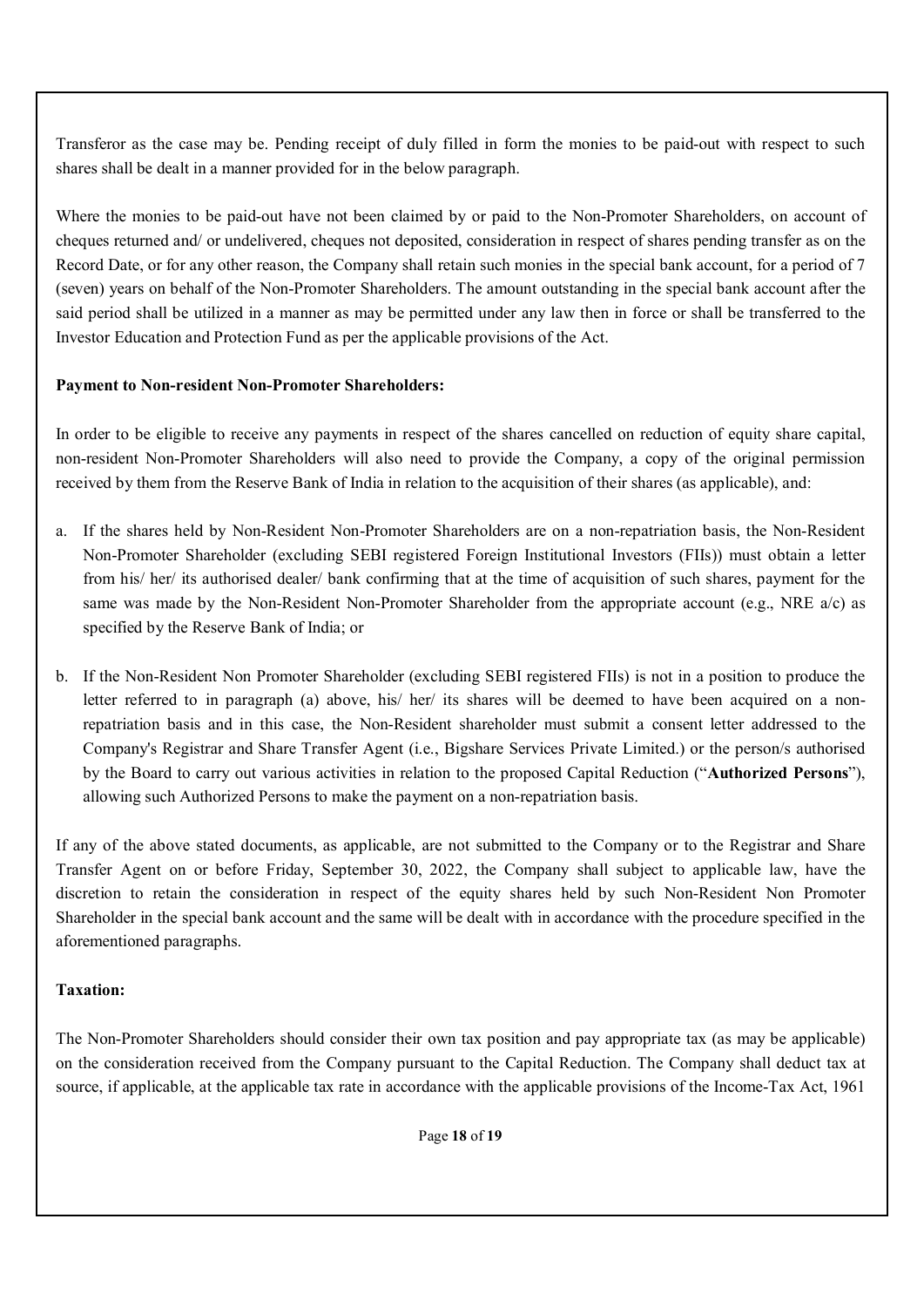Transferor as the case may be. Pending receipt of duly filled in form the monies to be paid-out with respect to such shares shall be dealt in a manner provided for in the below paragraph.

Where the monies to be paid-out have not been claimed by or paid to the Non-Promoter Shareholders, on account of cheques returned and/ or undelivered, cheques not deposited, consideration in respect of shares pending transfer as on the Record Date, or for any other reason, the Company shall retain such monies in the special bank account, for a period of 7 (seven) years on behalf of the Non-Promoter Shareholders. The amount outstanding in the special bank account after the said period shall be utilized in a manner as may be permitted under any law then in force or shall be transferred to the Investor Education and Protection Fund as per the applicable provisions of the Act.

**Payment to Non-resident Non-Promoter Shareholders:**

In order to be eligible to receive any payments in respect of the shares cancelled on reduction of equity share capital, non-resident Non-Promoter Shareholders will also need to provide the Company, a copy of the original permission received by them from the Reserve Bank of India in relation to the acquisition of their shares (as applicable), and:

a. If the shares held by Non-Resident Non-Promoter Shareholders are on a non-repatriation basis, the Non-Resident Non-Promoter Shareholder (excluding SEBI registered Foreign Institutional Investors (FIIs)) must obtain a letter from his/ her/ its authorised dealer/ bank confirming that at the time of acquisition of such shares, payment for the same was made by the Non-Resident Non-Promoter Shareholder from the appropriate account (e.g., NRE a/c) as specified by the Reserve Bank of India; or

b. If the Non-Resident Non Promoter Shareholder (excluding SEBI registered FIIs) is not in a position to produce the letter referred to in paragraph (a) above, his/ her/ its shares will be deemed to have been acquired on a non-repatriation basis and in this case, the Non-Resident shareholder must submit a consent letter addressed to the Company's Registrar and Share Transfer Agent (i.e., Bigshare Services Private Limited.) or the person/s authorised by the Board to carry out various activities in relation to the proposed Capital Reduction ("**Authorized Persons**"), allowing such Authorized Persons to make the payment on a non-repatriation basis.

If any of the above stated documents, as applicable, are not submitted to the Company or to the Registrar and Share Transfer Agent on or before Friday, September 30, 2022, the Company shall subject to applicable law, have the discretion to retain the consideration in respect of the equity shares held by such Non-Resident Non Promoter Shareholder in the special bank account and the same will be dealt with in accordance with the procedure specified in the aforementioned paragraphs.

**Taxation:**

The Non-Promoter Shareholders should consider their own tax position and pay appropriate tax (as may be applicable) on the consideration received from the Company pursuant to the Capital Reduction. The Company shall deduct tax at source, if applicable, at the applicable tax rate in accordance with the applicable provisions of the Income-Tax Act, 1961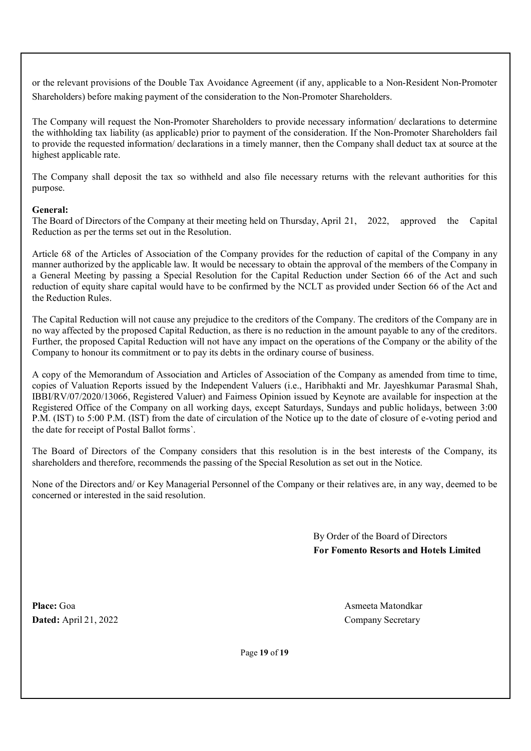or the relevant provisions of the Double Tax Avoidance Agreement (if any, applicable to a Non-Resident Non-Promoter Shareholders) before making payment of the consideration to the Non-Promoter Shareholders.

The Company will request the Non-Promoter Shareholders to provide necessary information/ declarations to determine the withholding tax liability (as applicable) prior to payment of the consideration. If the Non-Promoter Shareholders fail to provide the requested information/ declarations in a timely manner, then the Company shall deduct tax at source at the highest applicable rate.

The Company shall deposit the tax so withheld and also file necessary returns with the relevant authorities for this purpose.

**General:**
The Board of Directors of the Company at their meeting held on Thursday, April 21, 2022, approved the Capital Reduction as per the terms set out in the Resolution.

Article 68 of the Articles of Association of the Company provides for the reduction of capital of the Company in any manner authorized by the applicable law. It would be necessary to obtain the approval of the members of the Company in a General Meeting by passing a Special Resolution for the Capital Reduction under Section 66 of the Act and such reduction of equity share capital would have to be confirmed by the NCLT as provided under Section 66 of the Act and the Reduction Rules.

The Capital Reduction will not cause any prejudice to the creditors of the Company. The creditors of the Company are in no way affected by the proposed Capital Reduction, as there is no reduction in the amount payable to any of the creditors. Further, the proposed Capital Reduction will not have any impact on the operations of the Company or the ability of the Company to honour its commitment or to pay its debts in the ordinary course of business.

A copy of the Memorandum of Association and Articles of Association of the Company as amended from time to time, copies of Valuation Reports issued by the Independent Valuers (i.e., Haribhakti and Mr. Jayeshkumar Parasmal Shah, IBBI/RV/07/2020/13066, Registered Valuer) and Fairness Opinion issued by Keynote are available for inspection at the Registered Office of the Company on all working days, except Saturdays, Sundays and public holidays, between 3:00 P.M. (IST) to 5:00 P.M. (IST) from the date of circulation of the Notice up to the date of closure of e-voting period and the date for receipt of Postal Ballot forms`.

The Board of Directors of the Company considers that this resolution is in the best interests of the Company, its shareholders and therefore, recommends the passing of the Special Resolution as set out in the Notice.

None of the Directors and/ or Key Managerial Personnel of the Company or their relatives are, in any way, deemed to be concerned or interested in the said resolution.

By Order of the Board of Directors
**For Fomento Resorts and Hotels Limited**

**Place:** Goa
**Dated:** April 21, 2022

Asmeeta Matondkar
Company Secretary